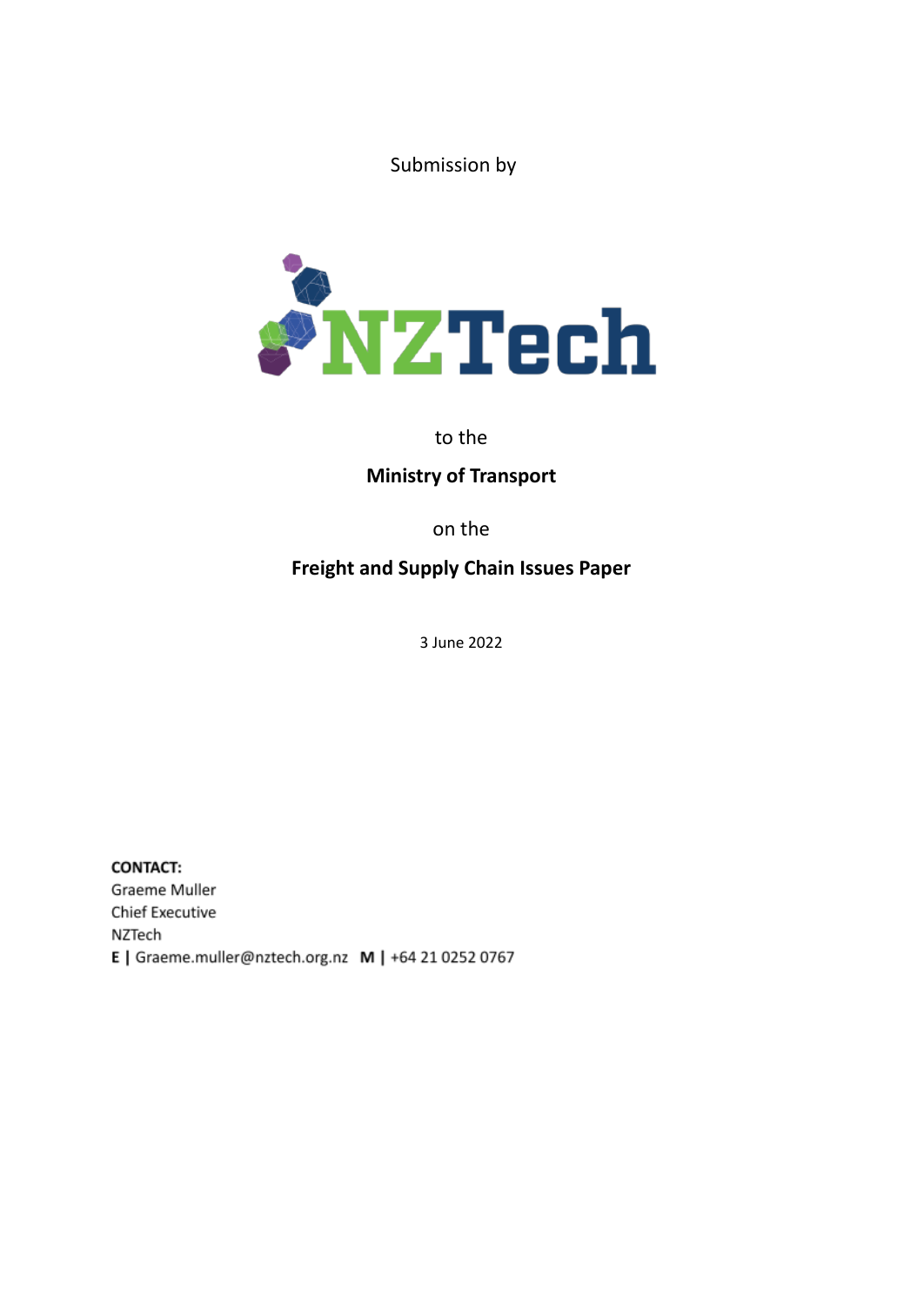Submission by

NZTech

to the

**Ministry of Transport**

on the

**Freight and Supply Chain Issues Paper**

3 June 2022

**CONTACT:**
Graeme Muller
Chief Executive
NZTech
**E |** Graeme.muller@nztech.org.nz **M |** +64 21 0252 0767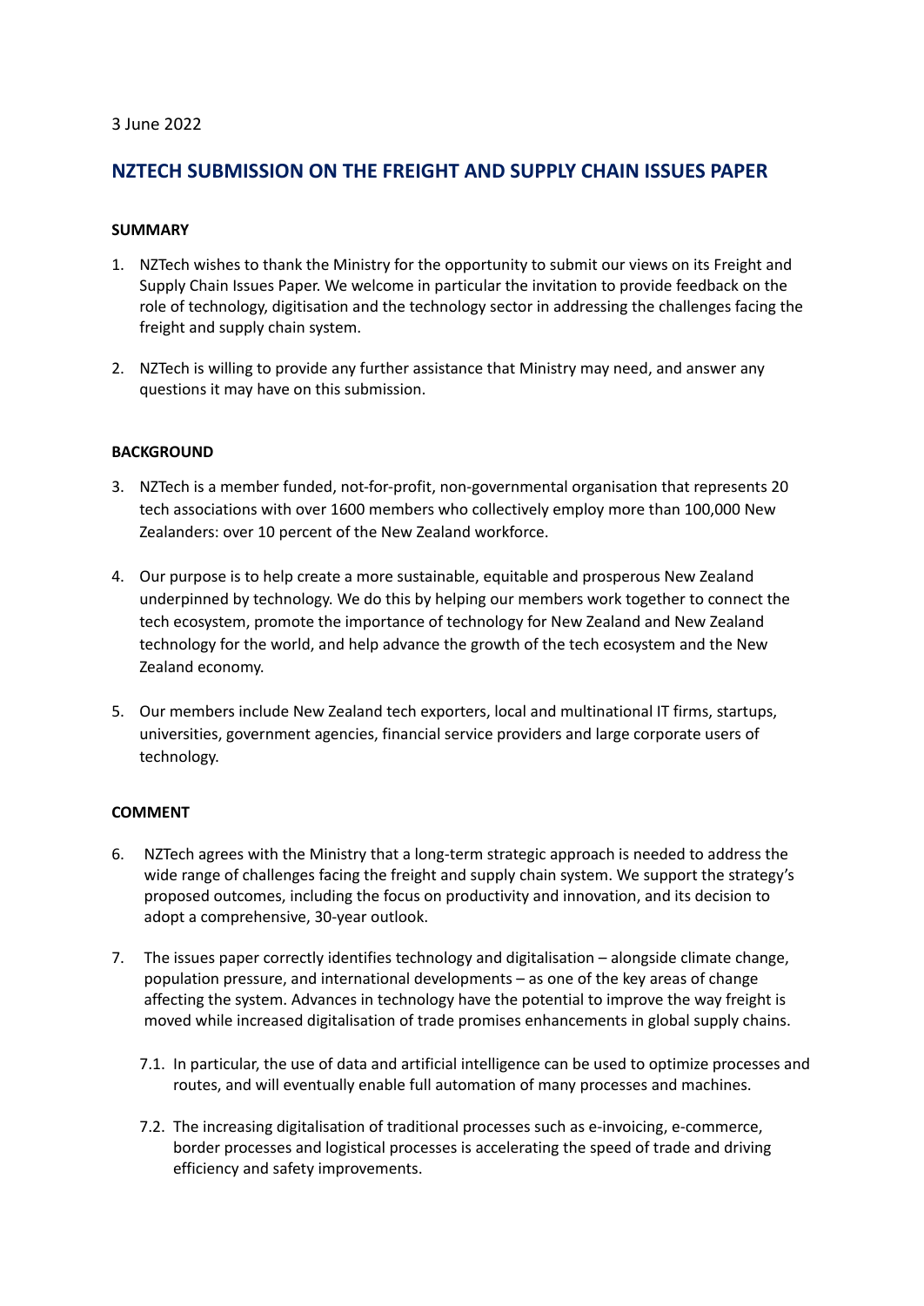3 June 2022

## NZTECH SUBMISSION ON THE FREIGHT AND SUPPLY CHAIN ISSUES PAPER

### SUMMARY

1. NZTech wishes to thank the Ministry for the opportunity to submit our views on its Freight and Supply Chain Issues Paper. We welcome in particular the invitation to provide feedback on the role of technology, digitisation and the technology sector in addressing the challenges facing the freight and supply chain system.

2. NZTech is willing to provide any further assistance that Ministry may need, and answer any questions it may have on this submission.

### BACKGROUND

3. NZTech is a member funded, not-for-profit, non-governmental organisation that represents 20 tech associations with over 1600 members who collectively employ more than 100,000 New Zealanders: over 10 percent of the New Zealand workforce.

4. Our purpose is to help create a more sustainable, equitable and prosperous New Zealand underpinned by technology. We do this by helping our members work together to connect the tech ecosystem, promote the importance of technology for New Zealand and New Zealand technology for the world, and help advance the growth of the tech ecosystem and the New Zealand economy.

5. Our members include New Zealand tech exporters, local and multinational IT firms, startups, universities, government agencies, financial service providers and large corporate users of technology.

### COMMENT

6. NZTech agrees with the Ministry that a long-term strategic approach is needed to address the wide range of challenges facing the freight and supply chain system. We support the strategy's proposed outcomes, including the focus on productivity and innovation, and its decision to adopt a comprehensive, 30-year outlook.

7. The issues paper correctly identifies technology and digitalisation – alongside climate change, population pressure, and international developments – as one of the key areas of change affecting the system. Advances in technology have the potential to improve the way freight is moved while increased digitalisation of trade promises enhancements in global supply chains.

   7.1. In particular, the use of data and artificial intelligence can be used to optimize processes and routes, and will eventually enable full automation of many processes and machines.

   7.2. The increasing digitalisation of traditional processes such as e-invoicing, e-commerce, border processes and logistical processes is accelerating the speed of trade and driving efficiency and safety improvements.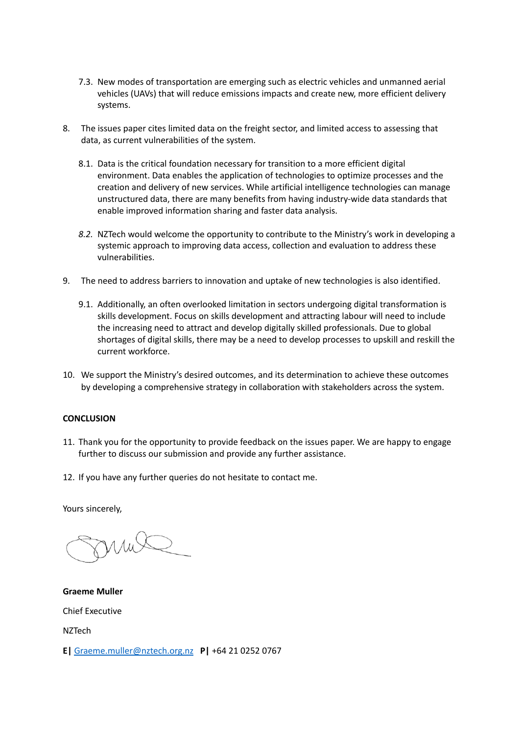7.3. New modes of transportation are emerging such as electric vehicles and unmanned aerial vehicles (UAVs) that will reduce emissions impacts and create new, more efficient delivery systems.

8. The issues paper cites limited data on the freight sector, and limited access to assessing that data, as current vulnerabilities of the system.

   8.1. Data is the critical foundation necessary for transition to a more efficient digital environment. Data enables the application of technologies to optimize processes and the creation and delivery of new services. While artificial intelligence technologies can manage unstructured data, there are many benefits from having industry-wide data standards that enable improved information sharing and faster data analysis.

   *8.2.* NZTech would welcome the opportunity to contribute to the Ministry's work in developing a systemic approach to improving data access, collection and evaluation to address these vulnerabilities.

9. The need to address barriers to innovation and uptake of new technologies is also identified.

   9.1. Additionally, an often overlooked limitation in sectors undergoing digital transformation is skills development. Focus on skills development and attracting labour will need to include the increasing need to attract and develop digitally skilled professionals. Due to global shortages of digital skills, there may be a need to develop processes to upskill and reskill the current workforce.

10. We support the Ministry's desired outcomes, and its determination to achieve these outcomes by developing a comprehensive strategy in collaboration with stakeholders across the system.

**CONCLUSION**

11. Thank you for the opportunity to provide feedback on the issues paper. We are happy to engage further to discuss our submission and provide any further assistance.

12. If you have any further queries do not hesitate to contact me.

Yours sincerely,

**Graeme Muller**

Chief Executive

NZTech

**E|** Graeme.muller@nztech.org.nz **P|** +64 21 0252 0767